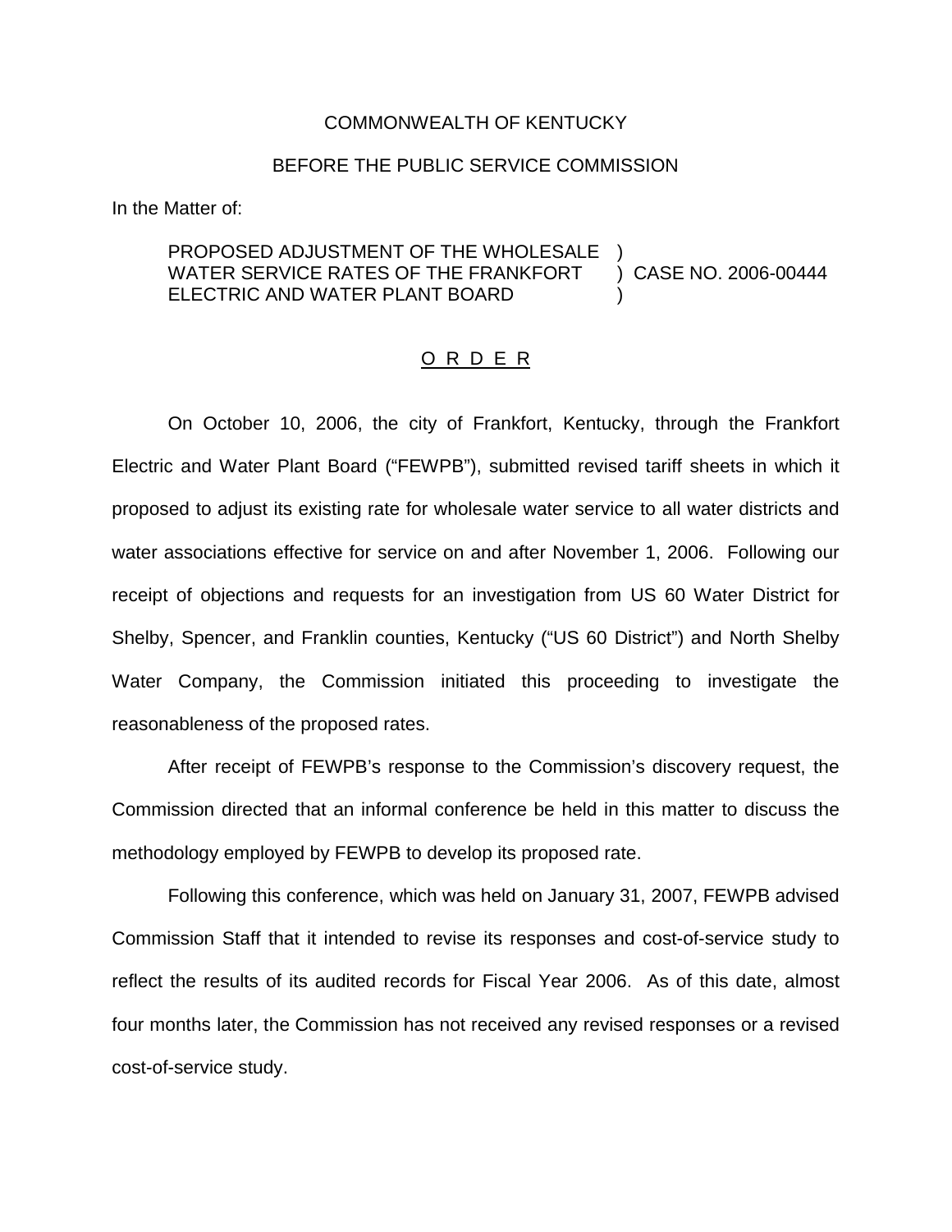COMMONWEALTH OF KENTUCKY

BEFORE THE PUBLIC SERVICE COMMISSION

In the Matter of:

| | | |
|---|---|---|
| PROPOSED ADJUSTMENT OF THE WHOLESALE | ) | |
| WATER SERVICE RATES OF THE FRANKFORT | ) | CASE NO. 2006-00444 |
| ELECTRIC AND WATER PLANT BOARD | ) | |

O R D E R

On October 10, 2006, the city of Frankfort, Kentucky, through the Frankfort Electric and Water Plant Board ("FEWPB"), submitted revised tariff sheets in which it proposed to adjust its existing rate for wholesale water service to all water districts and water associations effective for service on and after November 1, 2006. Following our receipt of objections and requests for an investigation from US 60 Water District for Shelby, Spencer, and Franklin counties, Kentucky ("US 60 District") and North Shelby Water Company, the Commission initiated this proceeding to investigate the reasonableness of the proposed rates.

After receipt of FEWPB's response to the Commission's discovery request, the Commission directed that an informal conference be held in this matter to discuss the methodology employed by FEWPB to develop its proposed rate.

Following this conference, which was held on January 31, 2007, FEWPB advised Commission Staff that it intended to revise its responses and cost-of-service study to reflect the results of its audited records for Fiscal Year 2006. As of this date, almost four months later, the Commission has not received any revised responses or a revised cost-of-service study.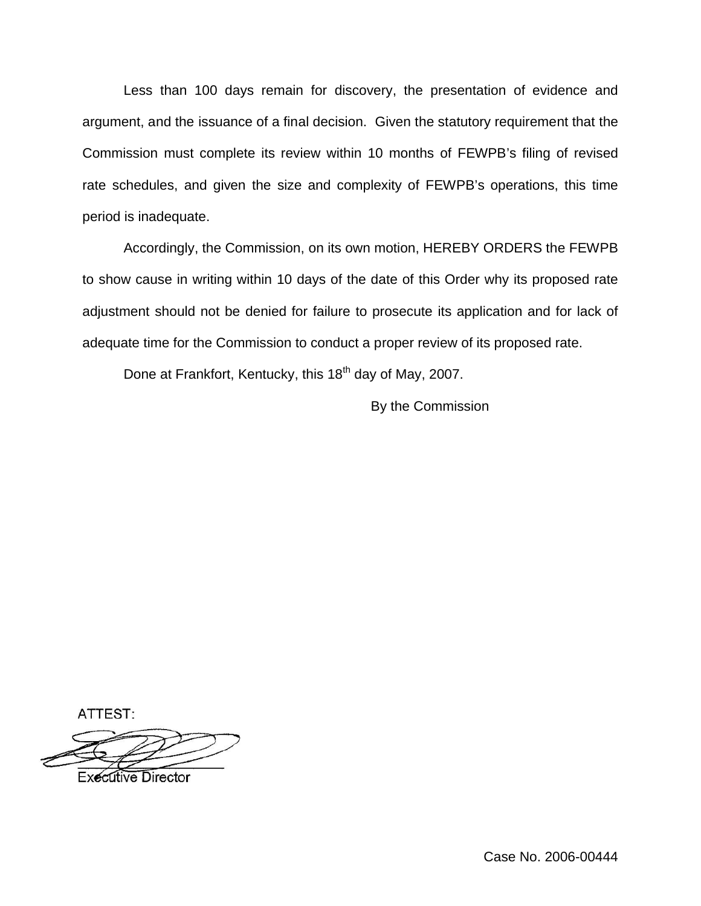Less than 100 days remain for discovery, the presentation of evidence and argument, and the issuance of a final decision. Given the statutory requirement that the Commission must complete its review within 10 months of FEWPB's filing of revised rate schedules, and given the size and complexity of FEWPB's operations, this time period is inadequate.

Accordingly, the Commission, on its own motion, HEREBY ORDERS the FEWPB to show cause in writing within 10 days of the date of this Order why its proposed rate adjustment should not be denied for failure to prosecute its application and for lack of adequate time for the Commission to conduct a proper review of its proposed rate.

Done at Frankfort, Kentucky, this 18th day of May, 2007.

By the Commission

ATTEST:

Executive Director

Case No. 2006-00444